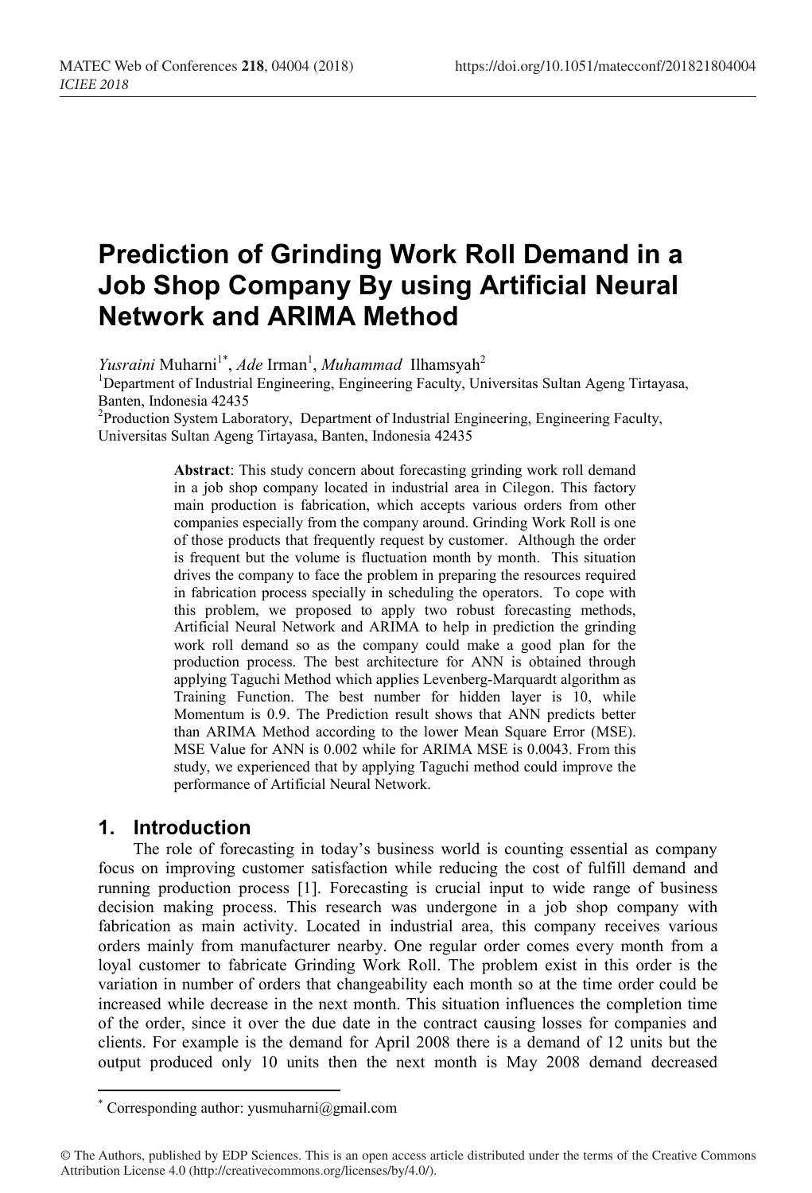# Prediction of Grinding Work Roll Demand in a Job Shop Company By using Artificial Neural Network and ARIMA Method

*Yusraini* Muharni[1*], *Ade* Irman[1], *Muhammad* Ilhamsyah[2]

[1]Department of Industrial Engineering, Engineering Faculty, Universitas Sultan Ageng Tirtayasa, Banten, Indonesia 42435

[2]Production System Laboratory, Department of Industrial Engineering, Engineering Faculty, Universitas Sultan Ageng Tirtayasa, Banten, Indonesia 42435

**Abstract**: This study concern about forecasting grinding work roll demand in a job shop company located in industrial area in Cilegon. This factory main production is fabrication, which accepts various orders from other companies especially from the company around. Grinding Work Roll is one of those products that frequently request by customer. Although the order is frequent but the volume is fluctuation month by month. This situation drives the company to face the problem in preparing the resources required in fabrication process specially in scheduling the operators. To cope with this problem, we proposed to apply two robust forecasting methods, Artificial Neural Network and ARIMA to help in prediction the grinding work roll demand so as the company could make a good plan for the production process. The best architecture for ANN is obtained through applying Taguchi Method which applies Levenberg-Marquardt algorithm as Training Function. The best number for hidden layer is 10, while Momentum is 0.9. The Prediction result shows that ANN predicts better than ARIMA Method according to the lower Mean Square Error (MSE). MSE Value for ANN is 0.002 while for ARIMA MSE is 0.0043. From this study, we experienced that by applying Taguchi method could improve the performance of Artificial Neural Network.

## 1. Introduction

The role of forecasting in today's business world is counting essential as company focus on improving customer satisfaction while reducing the cost of fulfill demand and running production process [1]. Forecasting is crucial input to wide range of business decision making process. This research was undergone in a job shop company with fabrication as main activity. Located in industrial area, this company receives various orders mainly from manufacturer nearby. One regular order comes every month from a loyal customer to fabricate Grinding Work Roll. The problem exist in this order is the variation in number of orders that changeability each month so at the time order could be increased while decrease in the next month. This situation influences the completion time of the order, since it over the due date in the contract causing losses for companies and clients. For example is the demand for April 2008 there is a demand of 12 units but the output produced only 10 units then the next month is May 2008 demand decreased

* Corresponding author: yusmuharni@gmail.com

© The Authors, published by EDP Sciences. This is an open access article distributed under the terms of the Creative Commons Attribution License 4.0 (http://creativecommons.org/licenses/by/4.0/).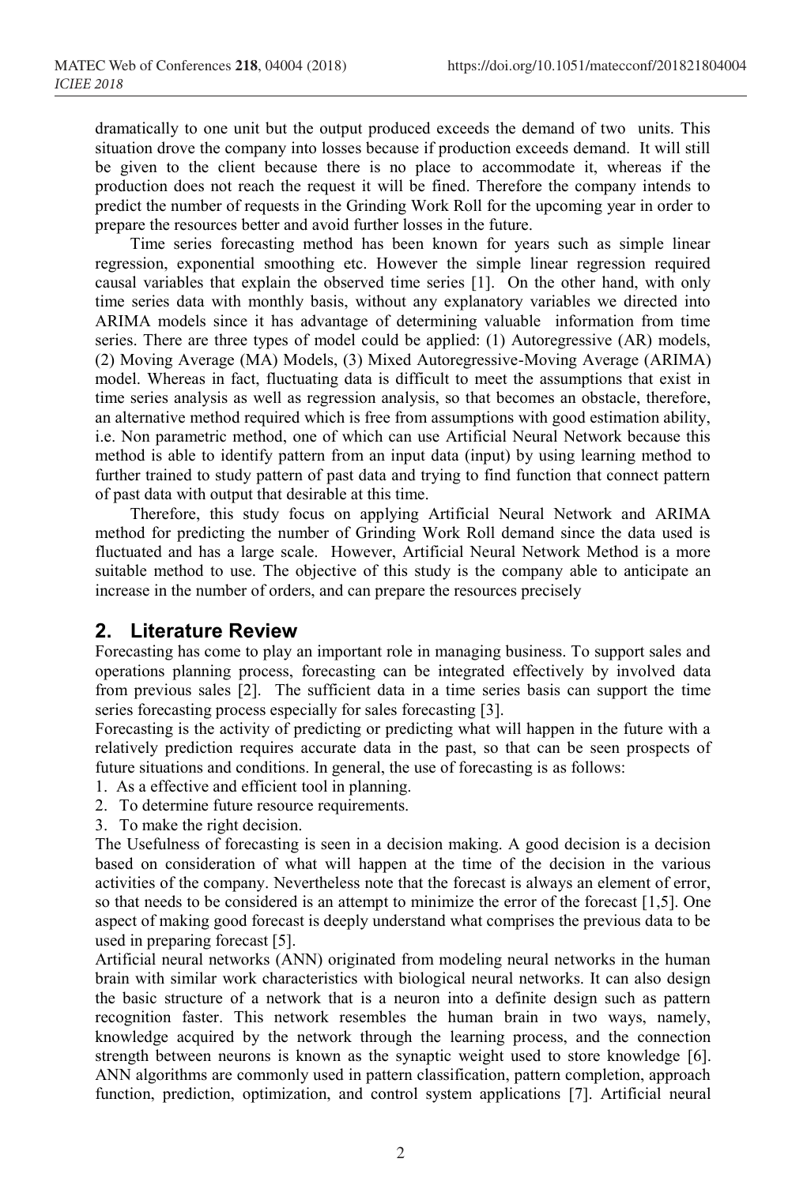dramatically to one unit but the output produced exceeds the demand of two units. This situation drove the company into losses because if production exceeds demand. It will still be given to the client because there is no place to accommodate it, whereas if the production does not reach the request it will be fined. Therefore the company intends to predict the number of requests in the Grinding Work Roll for the upcoming year in order to prepare the resources better and avoid further losses in the future.

Time series forecasting method has been known for years such as simple linear regression, exponential smoothing etc. However the simple linear regression required causal variables that explain the observed time series [1]. On the other hand, with only time series data with monthly basis, without any explanatory variables we directed into ARIMA models since it has advantage of determining valuable information from time series. There are three types of model could be applied: (1) Autoregressive (AR) models, (2) Moving Average (MA) Models, (3) Mixed Autoregressive-Moving Average (ARIMA) model. Whereas in fact, fluctuating data is difficult to meet the assumptions that exist in time series analysis as well as regression analysis, so that becomes an obstacle, therefore, an alternative method required which is free from assumptions with good estimation ability, i.e. Non parametric method, one of which can use Artificial Neural Network because this method is able to identify pattern from an input data (input) by using learning method to further trained to study pattern of past data and trying to find function that connect pattern of past data with output that desirable at this time.

Therefore, this study focus on applying Artificial Neural Network and ARIMA method for predicting the number of Grinding Work Roll demand since the data used is fluctuated and has a large scale. However, Artificial Neural Network Method is a more suitable method to use. The objective of this study is the company able to anticipate an increase in the number of orders, and can prepare the resources precisely

## 2. Literature Review

Forecasting has come to play an important role in managing business. To support sales and operations planning process, forecasting can be integrated effectively by involved data from previous sales [2]. The sufficient data in a time series basis can support the time series forecasting process especially for sales forecasting [3].

Forecasting is the activity of predicting or predicting what will happen in the future with a relatively prediction requires accurate data in the past, so that can be seen prospects of future situations and conditions. In general, the use of forecasting is as follows:

1. As a effective and efficient tool in planning.
2. To determine future resource requirements.
3. To make the right decision.

The Usefulness of forecasting is seen in a decision making. A good decision is a decision based on consideration of what will happen at the time of the decision in the various activities of the company. Nevertheless note that the forecast is always an element of error, so that needs to be considered is an attempt to minimize the error of the forecast [1,5]. One aspect of making good forecast is deeply understand what comprises the previous data to be used in preparing forecast [5].

Artificial neural networks (ANN) originated from modeling neural networks in the human brain with similar work characteristics with biological neural networks. It can also design the basic structure of a network that is a neuron into a definite design such as pattern recognition faster. This network resembles the human brain in two ways, namely, knowledge acquired by the network through the learning process, and the connection strength between neurons is known as the synaptic weight used to store knowledge [6]. ANN algorithms are commonly used in pattern classification, pattern completion, approach function, prediction, optimization, and control system applications [7]. Artificial neural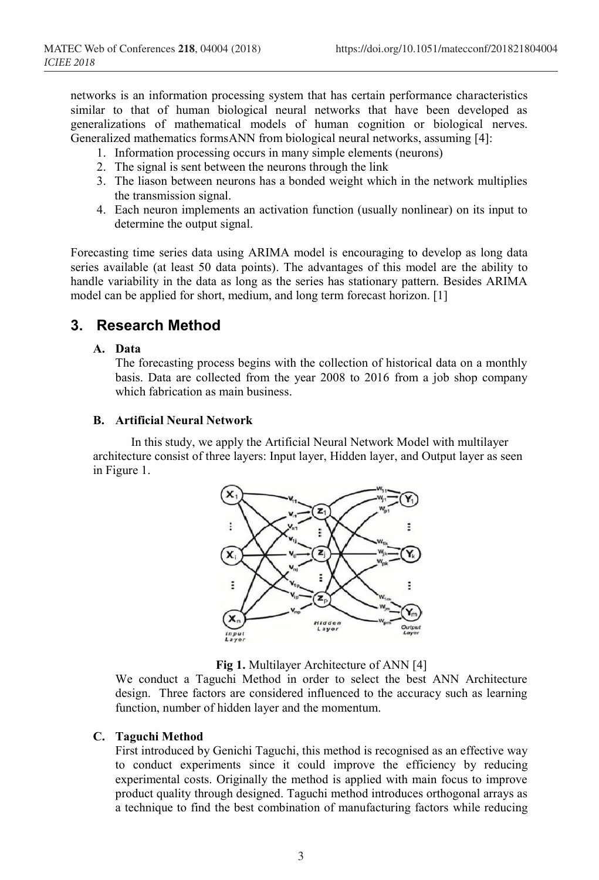networks is an information processing system that has certain performance characteristics similar to that of human biological neural networks that have been developed as generalizations of mathematical models of human cognition or biological nerves. Generalized mathematics formsANN from biological neural networks, assuming [4]:

1. Information processing occurs in many simple elements (neurons)
2. The signal is sent between the neurons through the link
3. The liason between neurons has a bonded weight which in the network multiplies the transmission signal.
4. Each neuron implements an activation function (usually nonlinear) on its input to determine the output signal.

Forecasting time series data using ARIMA model is encouraging to develop as long data series available (at least 50 data points). The advantages of this model are the ability to handle variability in the data as long as the series has stationary pattern. Besides ARIMA model can be applied for short, medium, and long term forecast horizon. [1]

## 3. Research Method

### A. Data

The forecasting process begins with the collection of historical data on a monthly basis. Data are collected from the year 2008 to 2016 from a job shop company which fabrication as main business.

### B. Artificial Neural Network

In this study, we apply the Artificial Neural Network Model with multilayer architecture consist of three layers: Input layer, Hidden layer, and Output layer as seen in Figure 1.

**Fig 1.** Multilayer Architecture of ANN [4]

We conduct a Taguchi Method in order to select the best ANN Architecture design. Three factors are considered influenced to the accuracy such as learning function, number of hidden layer and the momentum.

### C. Taguchi Method

First introduced by Genichi Taguchi, this method is recognised as an effective way to conduct experiments since it could improve the efficiency by reducing experimental costs. Originally the method is applied with main focus to improve product quality through designed. Taguchi method introduces orthogonal arrays as a technique to find the best combination of manufacturing factors while reducing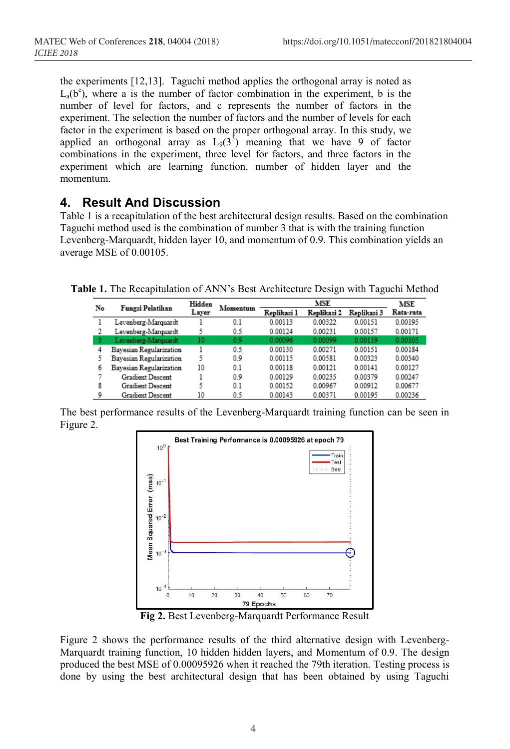the experiments [12,13]. Taguchi method applies the orthogonal array is noted as $L_a(b^c)$, where a is the number of factor combination in the experiment, b is the number of level for factors, and c represents the number of factors in the experiment. The selection the number of factors and the number of levels for each factor in the experiment is based on the proper orthogonal array. In this study, we applied an orthogonal array as $L_9(3^3)$ meaning that we have 9 of factor combinations in the experiment, three level for factors, and three factors in the experiment which are learning function, number of hidden layer and the momentum.

## 4. Result And Discussion

Table 1 is a recapitulation of the best architectural design results. Based on the combination Taguchi method used is the combination of number 3 that is with the training function Levenberg-Marquardt, hidden layer 10, and momentum of 0.9. This combination yields an average MSE of 0.00105.

**Table 1.** The Recapitulation of ANN's Best Architecture Design with Taguchi Method

| No | Fungsi Pelatihan | Hidden Layer | Momentum | MSE | | | MSE |
|---|---|---|---|---|---|---|---|
| | | | | Replikasi 1 | Replikasi 2 | Replikasi 3 | Rata-rata |
| 1 | Levenberg-Marquardt | 1 | 0.1 | 0.00113 | 0.00322 | 0.00151 | 0.00195 |
| 2 | Levenberg-Marquardt | 5 | 0.5 | 0.00124 | 0.00231 | 0.00157 | 0.00171 |
| 3 | Levenberg-Marquardt | 10 | 0.9 | 0.00096 | 0.00099 | 0.00119 | 0.00105 |
| 4 | Bayesian Regularization | 1 | 0.5 | 0.00130 | 0.00271 | 0.00151 | 0.00184 |
| 5 | Bayesian Regularization | 5 | 0.9 | 0.00115 | 0.00581 | 0.00323 | 0.00340 |
| 6 | Bayesian Regularization | 10 | 0.1 | 0.00118 | 0.00121 | 0.00141 | 0.00127 |
| 7 | Gradient Descent | 1 | 0.9 | 0.00129 | 0.00235 | 0.00379 | 0.00247 |
| 8 | Gradient Descent | 5 | 0.1 | 0.00152 | 0.00967 | 0.00912 | 0.00677 |
| 9 | Gradient Descent | 10 | 0.5 | 0.00143 | 0.00371 | 0.00195 | 0.00236 |

The best performance results of the Levenberg-Marquardt training function can be seen in Figure 2.

**Fig 2.** Best Levenberg-Marquardt Performance Result

Figure 2 shows the performance results of the third alternative design with Levenberg-Marquardt training function, 10 hidden hidden layers, and Momentum of 0.9. The design produced the best MSE of 0.00095926 when it reached the 79th iteration. Testing process is done by using the best architectural design that has been obtained by using Taguchi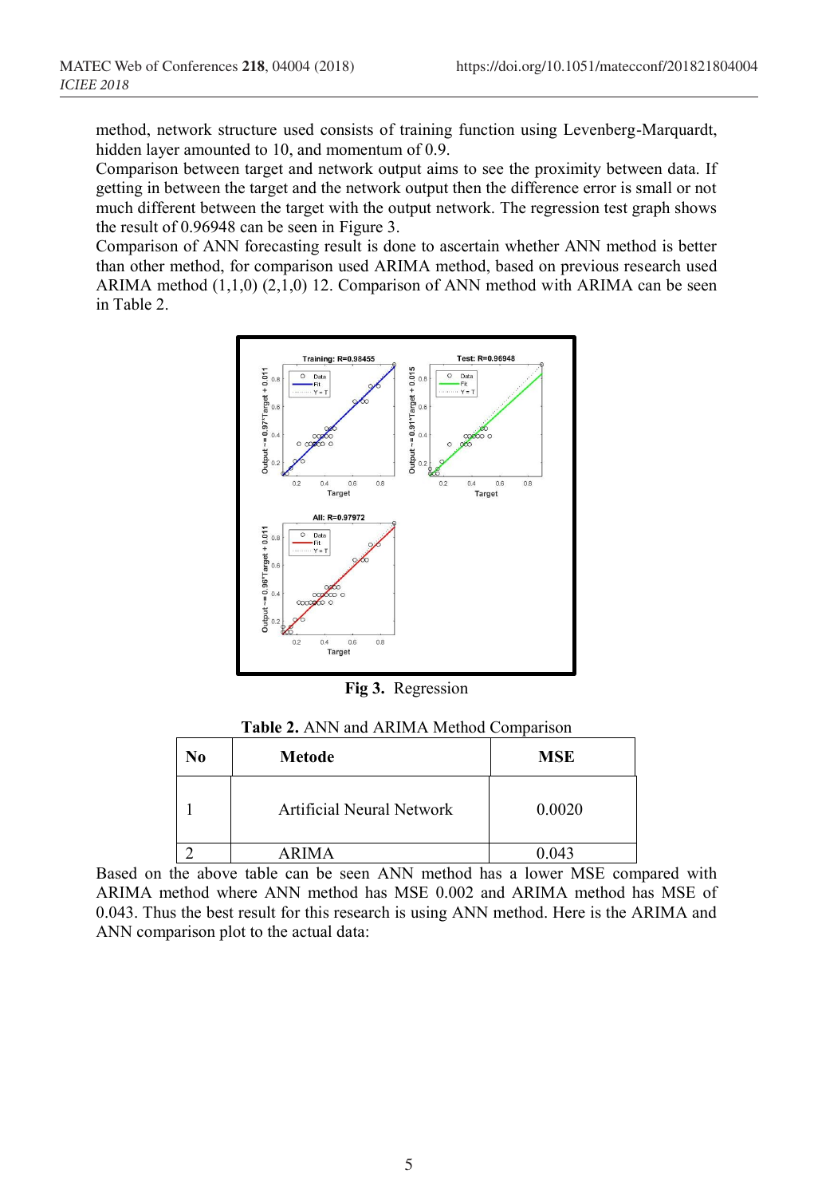method, network structure used consists of training function using Levenberg-Marquardt, hidden layer amounted to 10, and momentum of 0.9.

Comparison between target and network output aims to see the proximity between data. If getting in between the target and the network output then the difference error is small or not much different between the target with the output network. The regression test graph shows the result of 0.96948 can be seen in Figure 3.

Comparison of ANN forecasting result is done to ascertain whether ANN method is better than other method, for comparison used ARIMA method, based on previous research used ARIMA method (1,1,0) (2,1,0) 12. Comparison of ANN method with ARIMA can be seen in Table 2.

**Fig 3.** Regression

**Table 2.** ANN and ARIMA Method Comparison

| No | Metode | MSE |
|---|---|---|
| 1 | Artificial Neural Network | 0.0020 |
| 2 | ARIMA | 0.043 |

Based on the above table can be seen ANN method has a lower MSE compared with ARIMA method where ANN method has MSE 0.002 and ARIMA method has MSE of 0.043. Thus the best result for this research is using ANN method. Here is the ARIMA and ANN comparison plot to the actual data: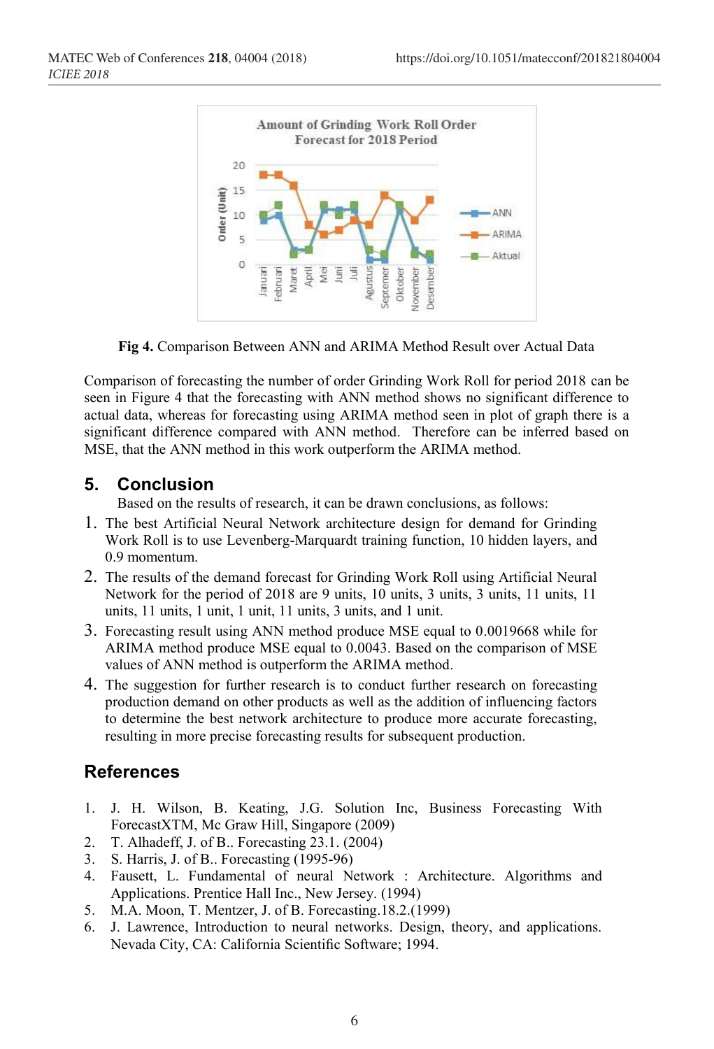**Fig 4.** Comparison Between ANN and ARIMA Method Result over Actual Data

Comparison of forecasting the number of order Grinding Work Roll for period 2018 can be seen in Figure 4 that the forecasting with ANN method shows no significant difference to actual data, whereas for forecasting using ARIMA method seen in plot of graph there is a significant difference compared with ANN method. Therefore can be inferred based on MSE, that the ANN method in this work outperform the ARIMA method.

## 5. Conclusion

Based on the results of research, it can be drawn conclusions, as follows:

1. The best Artificial Neural Network architecture design for demand for Grinding Work Roll is to use Levenberg-Marquardt training function, 10 hidden layers, and 0.9 momentum.
2. The results of the demand forecast for Grinding Work Roll using Artificial Neural Network for the period of 2018 are 9 units, 10 units, 3 units, 3 units, 11 units, 11 units, 11 units, 1 unit, 1 unit, 11 units, 3 units, and 1 unit.
3. Forecasting result using ANN method produce MSE equal to 0.0019668 while for ARIMA method produce MSE equal to 0.0043. Based on the comparison of MSE values of ANN method is outperform the ARIMA method.
4. The suggestion for further research is to conduct further research on forecasting production demand on other products as well as the addition of influencing factors to determine the best network architecture to produce more accurate forecasting, resulting in more precise forecasting results for subsequent production.

## References

1. J. H. Wilson, B. Keating, J.G. Solution Inc, Business Forecasting With ForecastXTM, Mc Graw Hill, Singapore (2009)
2. T. Alhadeff, J. of B.. Forecasting 23.1. (2004)
3. S. Harris, J. of B.. Forecasting (1995-96)
4. Fausett, L. Fundamental of neural Network : Architecture. Algorithms and Applications. Prentice Hall Inc., New Jersey. (1994)
5. M.A. Moon, T. Mentzer, J. of B. Forecasting.18.2.(1999)
6. J. Lawrence, Introduction to neural networks. Design, theory, and applications. Nevada City, CA: California Scientific Software; 1994.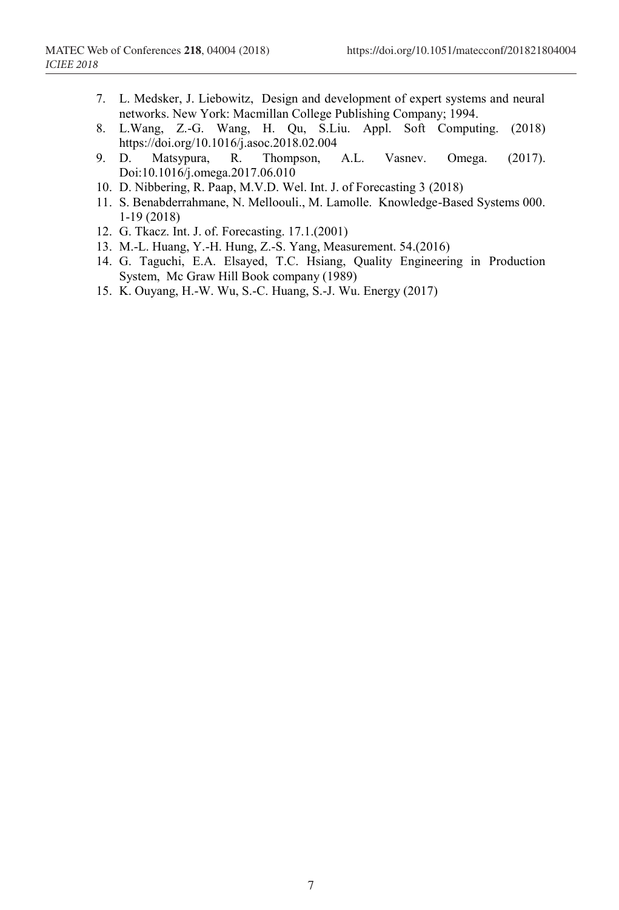7. L. Medsker, J. Liebowitz, Design and development of expert systems and neural networks. New York: Macmillan College Publishing Company; 1994.
8. L.Wang, Z.-G. Wang, H. Qu, S.Liu. Appl. Soft Computing. (2018) https://doi.org/10.1016/j.asoc.2018.02.004
9. D. Matsypura, R. Thompson, A.L. Vasnev. Omega. (2017). Doi:10.1016/j.omega.2017.06.010
10. D. Nibbering, R. Paap, M.V.D. Wel. Int. J. of Forecasting 3 (2018)
11. S. Benabderrahmane, N. Melloouli., M. Lamolle. Knowledge-Based Systems 000. 1-19 (2018)
12. G. Tkacz. Int. J. of. Forecasting. 17.1.(2001)
13. M.-L. Huang, Y.-H. Hung, Z.-S. Yang, Measurement. 54.(2016)
14. G. Taguchi, E.A. Elsayed, T.C. Hsiang, Quality Engineering in Production System, Mc Graw Hill Book company (1989)
15. K. Ouyang, H.-W. Wu, S.-C. Huang, S.-J. Wu. Energy (2017)